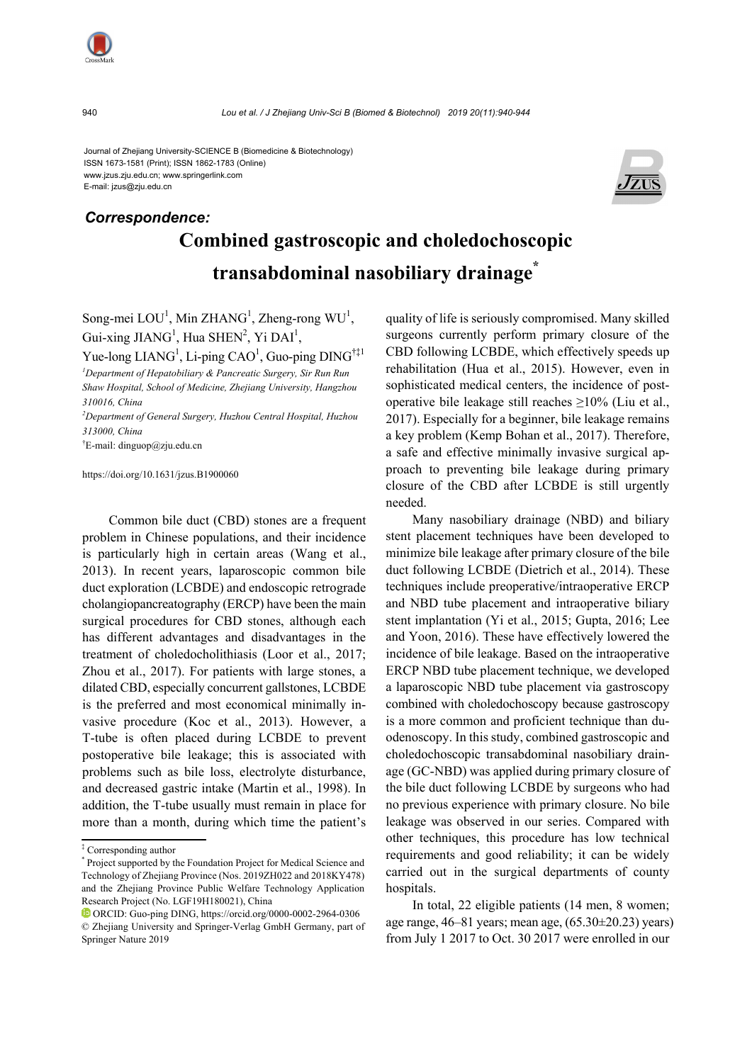Journal of Zhejiang University-SCIENCE B (Biomedicine & Biotechnology)
ISSN 1673-1581 (Print); ISSN 1862-1783 (Online)
www.jzus.zju.edu.cn; www.springerlink.com
E-mail: jzus@zju.edu.cn

***Correspondence:***

# Combined gastroscopic and choledochoscopic transabdominal nasobiliary drainage*

Song-mei LOU[1], Min ZHANG[1], Zheng-rong WU[1], Gui-xing JIANG[1], Hua SHEN[2], Yi DAI[1], Yue-long LIANG[1], Li-ping CAO[1], Guo-ping DING[†‡1]

*[1]Department of Hepatobiliary & Pancreatic Surgery, Sir Run Run Shaw Hospital, School of Medicine, Zhejiang University, Hangzhou 310016, China*

*[2]Department of General Surgery, Huzhou Central Hospital, Huzhou 313000, China*

†E-mail: dinguop@zju.edu.cn

https://doi.org/10.1631/jzus.B1900060

Common bile duct (CBD) stones are a frequent problem in Chinese populations, and their incidence is particularly high in certain areas (Wang et al., 2013). In recent years, laparoscopic common bile duct exploration (LCBDE) and endoscopic retrograde cholangiopancreatography (ERCP) have been the main surgical procedures for CBD stones, although each has different advantages and disadvantages in the treatment of choledocholithiasis (Loor et al., 2017; Zhou et al., 2017). For patients with large stones, a dilated CBD, especially concurrent gallstones, LCBDE is the preferred and most economical minimally invasive procedure (Koc et al., 2013). However, a T-tube is often placed during LCBDE to prevent postoperative bile leakage; this is associated with problems such as bile loss, electrolyte disturbance, and decreased gastric intake (Martin et al., 1998). In addition, the T-tube usually must remain in place for more than a month, during which time the patient's quality of life is seriously compromised. Many skilled surgeons currently perform primary closure of the CBD following LCBDE, which effectively speeds up rehabilitation (Hua et al., 2015). However, even in sophisticated medical centers, the incidence of postoperative bile leakage still reaches ≥10% (Liu et al., 2017). Especially for a beginner, bile leakage remains a key problem (Kemp Bohan et al., 2017). Therefore, a safe and effective minimally invasive surgical approach to preventing bile leakage during primary closure of the CBD after LCBDE is still urgently needed.

Many nasobiliary drainage (NBD) and biliary stent placement techniques have been developed to minimize bile leakage after primary closure of the bile duct following LCBDE (Dietrich et al., 2014). These techniques include preoperative/intraoperative ERCP and NBD tube placement and intraoperative biliary stent implantation (Yi et al., 2015; Gupta, 2016; Lee and Yoon, 2016). These have effectively lowered the incidence of bile leakage. Based on the intraoperative ERCP NBD tube placement technique, we developed a laparoscopic NBD tube placement via gastroscopy combined with choledochoscopy because gastroscopy is a more common and proficient technique than duodenoscopy. In this study, combined gastroscopic and choledochoscopic transabdominal nasobiliary drainage (GC-NBD) was applied during primary closure of the bile duct following LCBDE by surgeons who had no previous experience with primary closure. No bile leakage was observed in our series. Compared with other techniques, this procedure has low technical requirements and good reliability; it can be widely carried out in the surgical departments of county hospitals.

In total, 22 eligible patients (14 men, 8 women; age range, 46–81 years; mean age, (65.30±20.23) years) from July 1 2017 to Oct. 30 2017 were enrolled in our

---

‡ Corresponding author

\* Project supported by the Foundation Project for Medical Science and Technology of Zhejiang Province (Nos. 2019ZH022 and 2018KY478) and the Zhejiang Province Public Welfare Technology Application Research Project (No. LGF19H180021), China

ORCID: Guo-ping DING, https://orcid.org/0000-0002-2964-0306

© Zhejiang University and Springer-Verlag GmbH Germany, part of Springer Nature 2019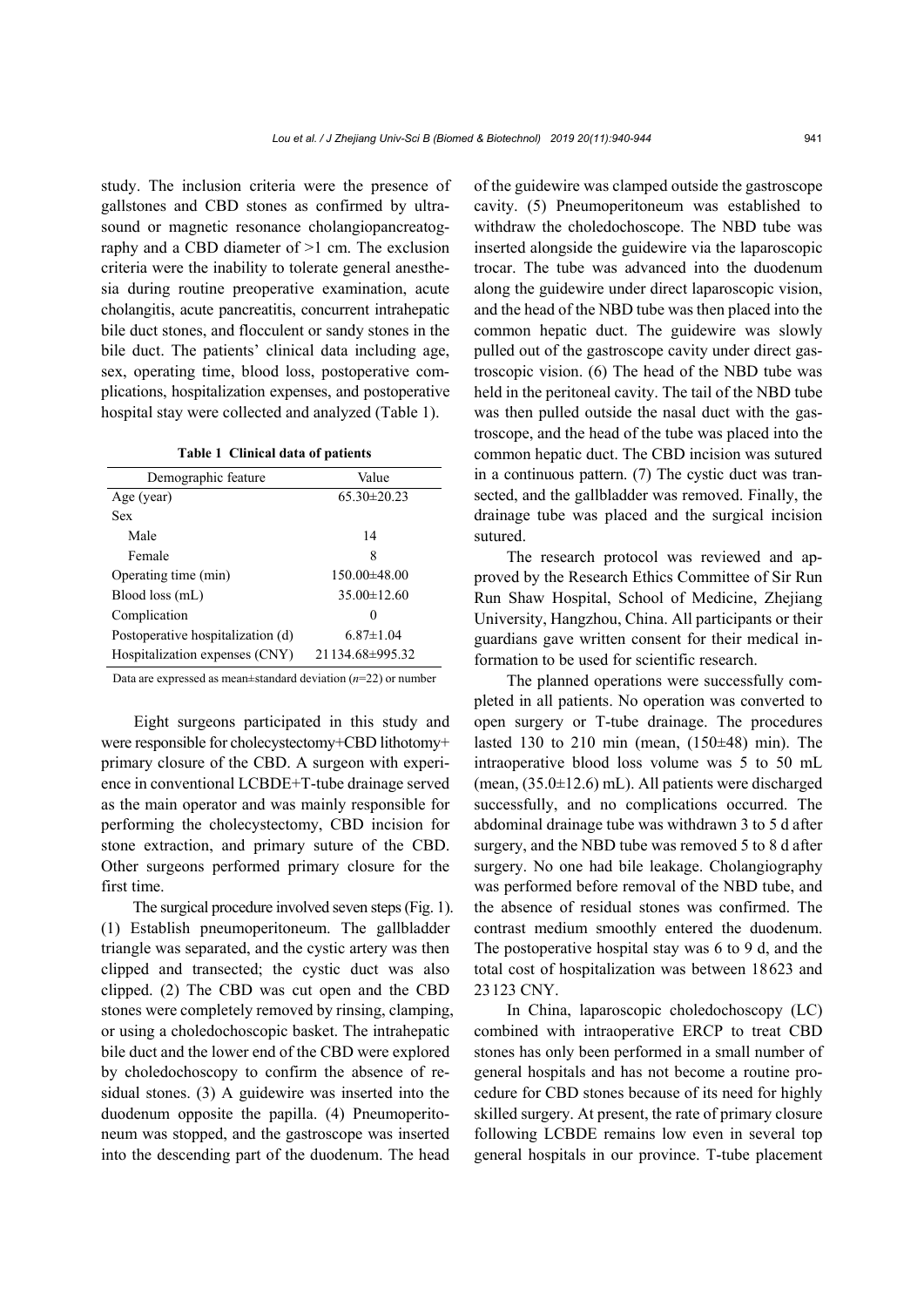study. The inclusion criteria were the presence of gallstones and CBD stones as confirmed by ultrasound or magnetic resonance cholangiopancreatography and a CBD diameter of >1 cm. The exclusion criteria were the inability to tolerate general anesthesia during routine preoperative examination, acute cholangitis, acute pancreatitis, concurrent intrahepatic bile duct stones, and flocculent or sandy stones in the bile duct. The patients' clinical data including age, sex, operating time, blood loss, postoperative complications, hospitalization expenses, and postoperative hospital stay were collected and analyzed (Table 1).

**Table 1 Clinical data of patients**

| Demographic feature | Value |
|---|---|
| Age (year) | 65.30±20.23 |
| Sex | |
| Male | 14 |
| Female | 8 |
| Operating time (min) | 150.00±48.00 |
| Blood loss (mL) | 35.00±12.60 |
| Complication | 0 |
| Postoperative hospitalization (d) | 6.87±1.04 |
| Hospitalization expenses (CNY) | 21134.68±995.32 |

Data are expressed as mean±standard deviation ($n$=22) or number

Eight surgeons participated in this study and were responsible for cholecystectomy+CBD lithotomy+primary closure of the CBD. A surgeon with experience in conventional LCBDE+T-tube drainage served as the main operator and was mainly responsible for performing the cholecystectomy, CBD incision for stone extraction, and primary suture of the CBD. Other surgeons performed primary closure for the first time.

The surgical procedure involved seven steps (Fig. 1). (1) Establish pneumoperitoneum. The gallbladder triangle was separated, and the cystic artery was then clipped and transected; the cystic duct was also clipped. (2) The CBD was cut open and the CBD stones were completely removed by rinsing, clamping, or using a choledochoscopic basket. The intrahepatic bile duct and the lower end of the CBD were explored by choledochoscopy to confirm the absence of residual stones. (3) A guidewire was inserted into the duodenum opposite the papilla. (4) Pneumoperitoneum was stopped, and the gastroscope was inserted into the descending part of the duodenum. The head of the guidewire was clamped outside the gastroscope cavity. (5) Pneumoperitoneum was established to withdraw the choledochoscope. The NBD tube was inserted alongside the guidewire via the laparoscopic trocar. The tube was advanced into the duodenum along the guidewire under direct laparoscopic vision, and the head of the NBD tube was then placed into the common hepatic duct. The guidewire was slowly pulled out of the gastroscope cavity under direct gastroscopic vision. (6) The head of the NBD tube was held in the peritoneal cavity. The tail of the NBD tube was then pulled outside the nasal duct with the gastroscope, and the head of the tube was placed into the common hepatic duct. The CBD incision was sutured in a continuous pattern. (7) The cystic duct was transected, and the gallbladder was removed. Finally, the drainage tube was placed and the surgical incision sutured.

The research protocol was reviewed and approved by the Research Ethics Committee of Sir Run Run Shaw Hospital, School of Medicine, Zhejiang University, Hangzhou, China. All participants or their guardians gave written consent for their medical information to be used for scientific research.

The planned operations were successfully completed in all patients. No operation was converted to open surgery or T-tube drainage. The procedures lasted 130 to 210 min (mean, (150±48) min). The intraoperative blood loss volume was 5 to 50 mL (mean, (35.0±12.6) mL). All patients were discharged successfully, and no complications occurred. The abdominal drainage tube was withdrawn 3 to 5 d after surgery, and the NBD tube was removed 5 to 8 d after surgery. No one had bile leakage. Cholangiography was performed before removal of the NBD tube, and the absence of residual stones was confirmed. The contrast medium smoothly entered the duodenum. The postoperative hospital stay was 6 to 9 d, and the total cost of hospitalization was between 18623 and 23123 CNY.

In China, laparoscopic choledochoscopy (LC) combined with intraoperative ERCP to treat CBD stones has only been performed in a small number of general hospitals and has not become a routine procedure for CBD stones because of its need for highly skilled surgery. At present, the rate of primary closure following LCBDE remains low even in several top general hospitals in our province. T-tube placement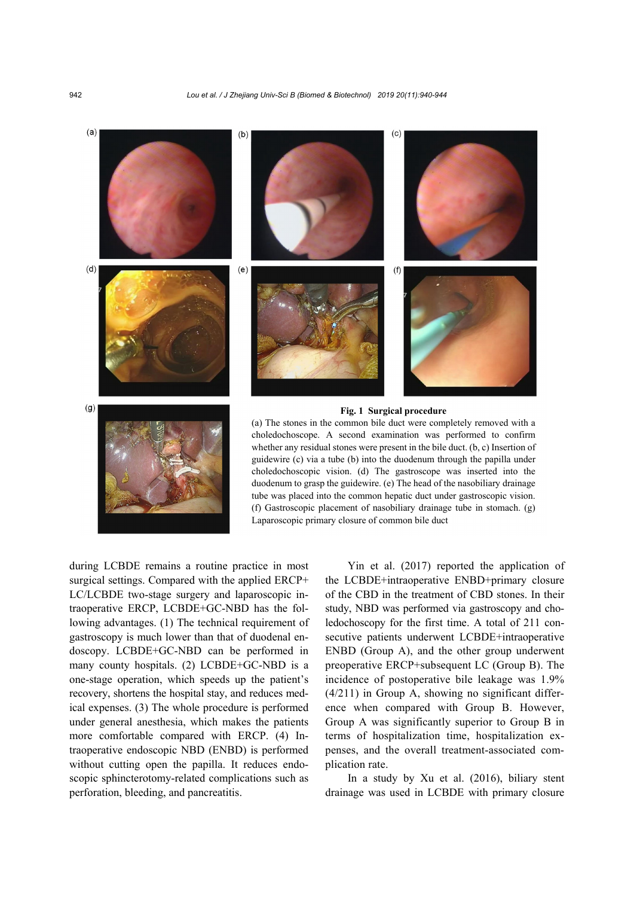**Fig. 1 Surgical procedure**

(a) The stones in the common bile duct were completely removed with a choledochoscope. A second examination was performed to confirm whether any residual stones were present in the bile duct. (b, c) Insertion of guidewire (c) via a tube (b) into the duodenum through the papilla under choledochoscopic vision. (d) The gastroscope was inserted into the duodenum to grasp the guidewire. (e) The head of the nasobiliary drainage tube was placed into the common hepatic duct under gastroscopic vision. (f) Gastroscopic placement of nasobiliary drainage tube in stomach. (g) Laparoscopic primary closure of common bile duct

during LCBDE remains a routine practice in most surgical settings. Compared with the applied ERCP+LC/LCBDE two-stage surgery and laparoscopic intraoperative ERCP, LCBDE+GC-NBD has the following advantages. (1) The technical requirement of gastroscopy is much lower than that of duodenal endoscopy. LCBDE+GC-NBD can be performed in many county hospitals. (2) LCBDE+GC-NBD is a one-stage operation, which speeds up the patient's recovery, shortens the hospital stay, and reduces medical expenses. (3) The whole procedure is performed under general anesthesia, which makes the patients more comfortable compared with ERCP. (4) Intraoperative endoscopic NBD (ENBD) is performed without cutting open the papilla. It reduces endoscopic sphincterotomy-related complications such as perforation, bleeding, and pancreatitis.

Yin et al. (2017) reported the application of the LCBDE+intraoperative ENBD+primary closure of the CBD in the treatment of CBD stones. In their study, NBD was performed via gastroscopy and choledochoscopy for the first time. A total of 211 consecutive patients underwent LCBDE+intraoperative ENBD (Group A), and the other group underwent preoperative ERCP+subsequent LC (Group B). The incidence of postoperative bile leakage was 1.9% (4/211) in Group A, showing no significant difference when compared with Group B. However, Group A was significantly superior to Group B in terms of hospitalization time, hospitalization expenses, and the overall treatment-associated complication rate.

In a study by Xu et al. (2016), biliary stent drainage was used in LCBDE with primary closure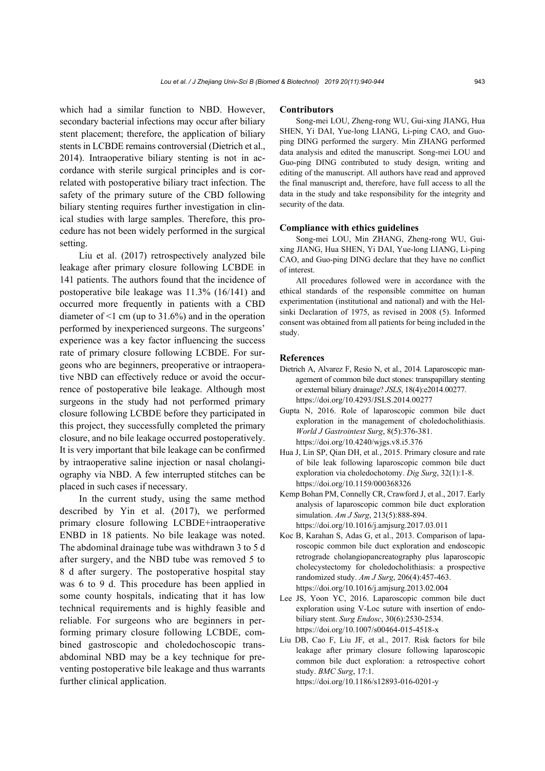which had a similar function to NBD. However, secondary bacterial infections may occur after biliary stent placement; therefore, the application of biliary stents in LCBDE remains controversial (Dietrich et al., 2014). Intraoperative biliary stenting is not in accordance with sterile surgical principles and is correlated with postoperative biliary tract infection. The safety of the primary suture of the CBD following biliary stenting requires further investigation in clinical studies with large samples. Therefore, this procedure has not been widely performed in the surgical setting.

Liu et al. (2017) retrospectively analyzed bile leakage after primary closure following LCBDE in 141 patients. The authors found that the incidence of postoperative bile leakage was 11.3% (16/141) and occurred more frequently in patients with a CBD diameter of <1 cm (up to 31.6%) and in the operation performed by inexperienced surgeons. The surgeons' experience was a key factor influencing the success rate of primary closure following LCBDE. For surgeons who are beginners, preoperative or intraoperative NBD can effectively reduce or avoid the occurrence of postoperative bile leakage. Although most surgeons in the study had not performed primary closure following LCBDE before they participated in this project, they successfully completed the primary closure, and no bile leakage occurred postoperatively. It is very important that bile leakage can be confirmed by intraoperative saline injection or nasal cholangiography via NBD. A few interrupted stitches can be placed in such cases if necessary.

In the current study, using the same method described by Yin et al. (2017), we performed primary closure following LCBDE+intraoperative ENBD in 18 patients. No bile leakage was noted. The abdominal drainage tube was withdrawn 3 to 5 d after surgery, and the NBD tube was removed 5 to 8 d after surgery. The postoperative hospital stay was 6 to 9 d. This procedure has been applied in some county hospitals, indicating that it has low technical requirements and is highly feasible and reliable. For surgeons who are beginners in performing primary closure following LCBDE, combined gastroscopic and choledochoscopic trans-abdominal NBD may be a key technique for preventing postoperative bile leakage and thus warrants further clinical application.

## Contributors

Song-mei LOU, Zheng-rong WU, Gui-xing JIANG, Hua SHEN, Yi DAI, Yue-long LIANG, Li-ping CAO, and Guo-ping DING performed the surgery. Min ZHANG performed data analysis and edited the manuscript. Song-mei LOU and Guo-ping DING contributed to study design, writing and editing of the manuscript. All authors have read and approved the final manuscript and, therefore, have full access to all the data in the study and take responsibility for the integrity and security of the data.

## Compliance with ethics guidelines

Song-mei LOU, Min ZHANG, Zheng-rong WU, Gui-xing JIANG, Hua SHEN, Yi DAI, Yue-long LIANG, Li-ping CAO, and Guo-ping DING declare that they have no conflict of interest.

All procedures followed were in accordance with the ethical standards of the responsible committee on human experimentation (institutional and national) and with the Helsinki Declaration of 1975, as revised in 2008 (5). Informed consent was obtained from all patients for being included in the study.

## References

Dietrich A, Alvarez F, Resio N, et al., 2014. Laparoscopic management of common bile duct stones: transpapillary stenting or external biliary drainage? *JSLS*, 18(4):e2014.00277. https://doi.org/10.4293/JSLS.2014.00277

Gupta N, 2016. Role of laparoscopic common bile duct exploration in the management of choledocholithiasis. *World J Gastrointest Surg*, 8(5):376-381. https://doi.org/10.4240/wjgs.v8.i5.376

Hua J, Lin SP, Qian DH, et al., 2015. Primary closure and rate of bile leak following laparoscopic common bile duct exploration via choledochotomy. *Dig Surg*, 32(1):1-8. https://doi.org/10.1159/000368326

Kemp Bohan PM, Connelly CR, Crawford J, et al., 2017. Early analysis of laparoscopic common bile duct exploration simulation. *Am J Surg*, 213(5):888-894. https://doi.org/10.1016/j.amjsurg.2017.03.011

Koc B, Karahan S, Adas G, et al., 2013. Comparison of laparoscopic common bile duct exploration and endoscopic retrograde cholangiopancreatography plus laparoscopic cholecystectomy for choledocholithiasis: a prospective randomized study. *Am J Surg*, 206(4):457-463. https://doi.org/10.1016/j.amjsurg.2013.02.004

Lee JS, Yoon YC, 2016. Laparoscopic common bile duct exploration using V-Loc suture with insertion of endobiliary stent. *Surg Endosc*, 30(6):2530-2534. https://doi.org/10.1007/s00464-015-4518-x

Liu DB, Cao F, Liu JF, et al., 2017. Risk factors for bile leakage after primary closure following laparoscopic common bile duct exploration: a retrospective cohort study. *BMC Surg*, 17:1. https://doi.org/10.1186/s12893-016-0201-y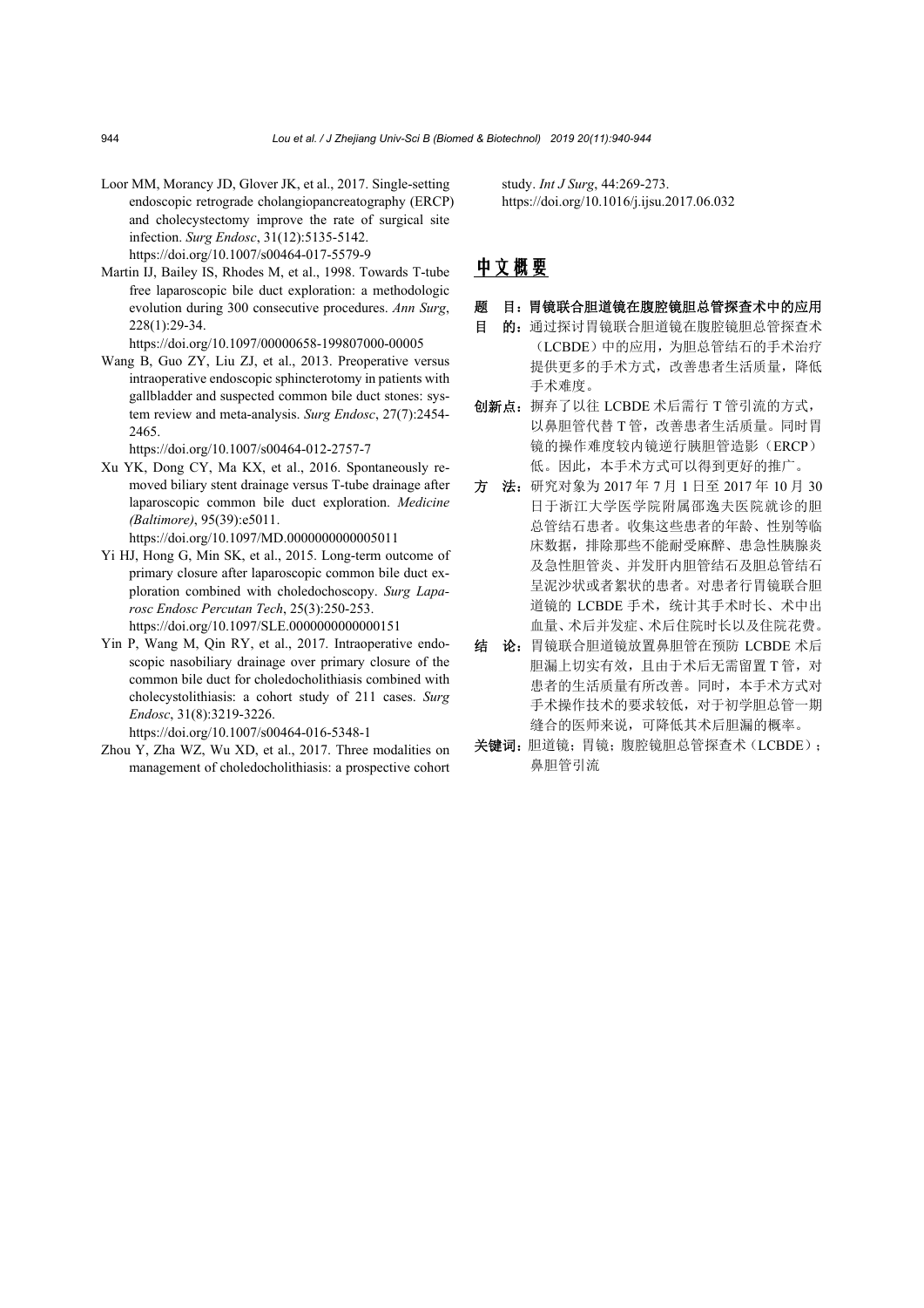Loor MM, Morancy JD, Glover JK, et al., 2017. Single-setting endoscopic retrograde cholangiopancreatography (ERCP) and cholecystectomy improve the rate of surgical site infection. *Surg Endosc*, 31(12):5135-5142. https://doi.org/10.1007/s00464-017-5579-9

Martin IJ, Bailey IS, Rhodes M, et al., 1998. Towards T-tube free laparoscopic bile duct exploration: a methodologic evolution during 300 consecutive procedures. *Ann Surg*, 228(1):29-34. https://doi.org/10.1097/00000658-199807000-00005

Wang B, Guo ZY, Liu ZJ, et al., 2013. Preoperative versus intraoperative endoscopic sphincterotomy in patients with gallbladder and suspected common bile duct stones: system review and meta-analysis. *Surg Endosc*, 27(7):2454-2465. https://doi.org/10.1007/s00464-012-2757-7

Xu YK, Dong CY, Ma KX, et al., 2016. Spontaneously removed biliary stent drainage versus T-tube drainage after laparoscopic common bile duct exploration. *Medicine (Baltimore)*, 95(39):e5011. https://doi.org/10.1097/MD.0000000000005011

Yi HJ, Hong G, Min SK, et al., 2015. Long-term outcome of primary closure after laparoscopic common bile duct exploration combined with choledochoscopy. *Surg Laparosc Endosc Percutan Tech*, 25(3):250-253. https://doi.org/10.1097/SLE.0000000000000151

Yin P, Wang M, Qin RY, et al., 2017. Intraoperative endoscopic nasobiliary drainage over primary closure of the common bile duct for choledocholithiasis combined with cholecystolithiasis: a cohort study of 211 cases. *Surg Endosc*, 31(8):3219-3226. https://doi.org/10.1007/s00464-016-5348-1

Zhou Y, Zha WZ, Wu XD, et al., 2017. Three modalities on management of choledocholithiasis: a prospective cohort study. *Int J Surg*, 44:269-273. https://doi.org/10.1016/j.ijsu.2017.06.032

## 中文概要

**题　目：胃镜联合胆道镜在腹腔镜胆总管探查术中的应用**

**目　的：**通过探讨胃镜联合胆道镜在腹腔镜胆总管探查术（LCBDE）中的应用，为胆总管结石的手术治疗提供更多的手术方式，改善患者生活质量，降低手术难度。

**创新点：**摒弃了以往 LCBDE 术后需行 T 管引流的方式，以鼻胆管代替 T 管，改善患者生活质量。同时胃镜的操作难度较内镜逆行胰胆管造影（ERCP）低。因此，本手术方式可以得到更好的推广。

**方　法：**研究对象为 2017 年 7 月 1 日至 2017 年 10 月 30 日于浙江大学医学院附属邵逸夫医院就诊的胆总管结石患者。收集这些患者的年龄、性别等临床数据，排除那些不能耐受麻醉、患急性胰腺炎及急性胆管炎、并发肝内胆管结石及胆总管结石呈泥沙状或者絮状的患者。对患者行胃镜联合胆道镜的 LCBDE 手术，统计其手术时长、术中出血量、术后并发症、术后住院时长以及住院花费。

**结　论：**胃镜联合胆道镜放置鼻胆管在预防 LCBDE 术后胆漏上切实有效，且由于术后无需留置 T 管，对患者的生活质量有所改善。同时，本手术方式对手术操作技术的要求较低，对于初学胆总管一期缝合的医师来说，可降低其术后胆漏的概率。

**关键词：**胆道镜；胃镜；腹腔镜胆总管探查术（LCBDE）；鼻胆管引流